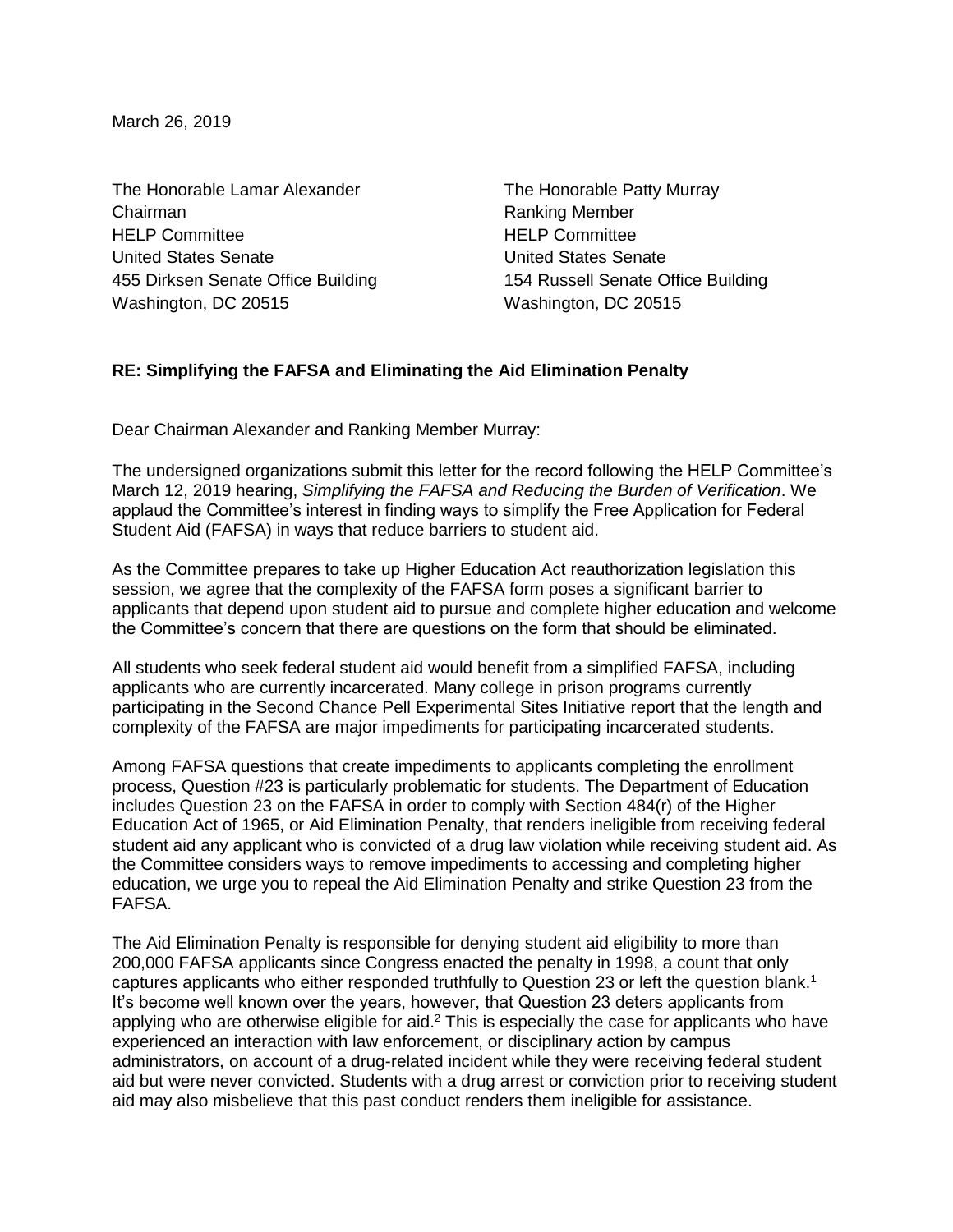March 26, 2019

The Honorable Lamar Alexander
Chairman
HELP Committee
United States Senate
455 Dirksen Senate Office Building
Washington, DC 20515

The Honorable Patty Murray
Ranking Member
HELP Committee
United States Senate
154 Russell Senate Office Building
Washington, DC 20515

**RE: Simplifying the FAFSA and Eliminating the Aid Elimination Penalty**

Dear Chairman Alexander and Ranking Member Murray:

The undersigned organizations submit this letter for the record following the HELP Committee's March 12, 2019 hearing, *Simplifying the FAFSA and Reducing the Burden of Verification*. We applaud the Committee's interest in finding ways to simplify the Free Application for Federal Student Aid (FAFSA) in ways that reduce barriers to student aid.

As the Committee prepares to take up Higher Education Act reauthorization legislation this session, we agree that the complexity of the FAFSA form poses a significant barrier to applicants that depend upon student aid to pursue and complete higher education and welcome the Committee's concern that there are questions on the form that should be eliminated.

All students who seek federal student aid would benefit from a simplified FAFSA, including applicants who are currently incarcerated. Many college in prison programs currently participating in the Second Chance Pell Experimental Sites Initiative report that the length and complexity of the FAFSA are major impediments for participating incarcerated students.

Among FAFSA questions that create impediments to applicants completing the enrollment process, Question #23 is particularly problematic for students. The Department of Education includes Question 23 on the FAFSA in order to comply with Section 484(r) of the Higher Education Act of 1965, or Aid Elimination Penalty, that renders ineligible from receiving federal student aid any applicant who is convicted of a drug law violation while receiving student aid. As the Committee considers ways to remove impediments to accessing and completing higher education, we urge you to repeal the Aid Elimination Penalty and strike Question 23 from the FAFSA.

The Aid Elimination Penalty is responsible for denying student aid eligibility to more than 200,000 FAFSA applicants since Congress enacted the penalty in 1998, a count that only captures applicants who either responded truthfully to Question 23 or left the question blank.[1] It's become well known over the years, however, that Question 23 deters applicants from applying who are otherwise eligible for aid.[2] This is especially the case for applicants who have experienced an interaction with law enforcement, or disciplinary action by campus administrators, on account of a drug-related incident while they were receiving federal student aid but were never convicted. Students with a drug arrest or conviction prior to receiving student aid may also misbelieve that this past conduct renders them ineligible for assistance.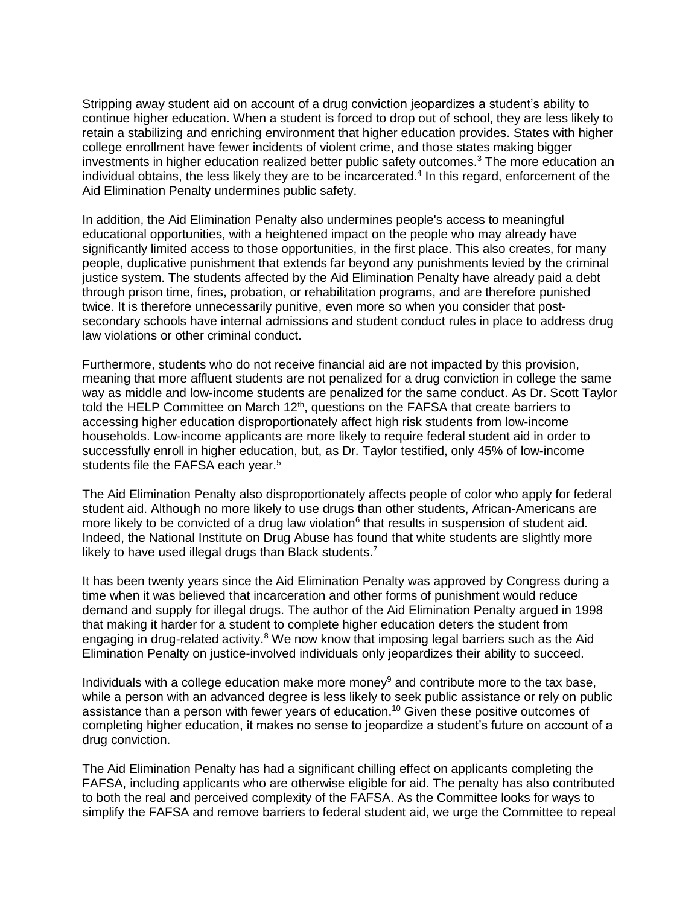Stripping away student aid on account of a drug conviction jeopardizes a student's ability to continue higher education. When a student is forced to drop out of school, they are less likely to retain a stabilizing and enriching environment that higher education provides. States with higher college enrollment have fewer incidents of violent crime, and those states making bigger investments in higher education realized better public safety outcomes.[3] The more education an individual obtains, the less likely they are to be incarcerated.[4] In this regard, enforcement of the Aid Elimination Penalty undermines public safety.

In addition, the Aid Elimination Penalty also undermines people's access to meaningful educational opportunities, with a heightened impact on the people who may already have significantly limited access to those opportunities, in the first place. This also creates, for many people, duplicative punishment that extends far beyond any punishments levied by the criminal justice system. The students affected by the Aid Elimination Penalty have already paid a debt through prison time, fines, probation, or rehabilitation programs, and are therefore punished twice. It is therefore unnecessarily punitive, even more so when you consider that post-secondary schools have internal admissions and student conduct rules in place to address drug law violations or other criminal conduct.

Furthermore, students who do not receive financial aid are not impacted by this provision, meaning that more affluent students are not penalized for a drug conviction in college the same way as middle and low-income students are penalized for the same conduct. As Dr. Scott Taylor told the HELP Committee on March 12th, questions on the FAFSA that create barriers to accessing higher education disproportionately affect high risk students from low-income households. Low-income applicants are more likely to require federal student aid in order to successfully enroll in higher education, but, as Dr. Taylor testified, only 45% of low-income students file the FAFSA each year.[5]

The Aid Elimination Penalty also disproportionately affects people of color who apply for federal student aid. Although no more likely to use drugs than other students, African-Americans are more likely to be convicted of a drug law violation[6] that results in suspension of student aid. Indeed, the National Institute on Drug Abuse has found that white students are slightly more likely to have used illegal drugs than Black students.[7]

It has been twenty years since the Aid Elimination Penalty was approved by Congress during a time when it was believed that incarceration and other forms of punishment would reduce demand and supply for illegal drugs. The author of the Aid Elimination Penalty argued in 1998 that making it harder for a student to complete higher education deters the student from engaging in drug-related activity.[8] We now know that imposing legal barriers such as the Aid Elimination Penalty on justice-involved individuals only jeopardizes their ability to succeed.

Individuals with a college education make more money[9] and contribute more to the tax base, while a person with an advanced degree is less likely to seek public assistance or rely on public assistance than a person with fewer years of education.[10] Given these positive outcomes of completing higher education, it makes no sense to jeopardize a student's future on account of a drug conviction.

The Aid Elimination Penalty has had a significant chilling effect on applicants completing the FAFSA, including applicants who are otherwise eligible for aid. The penalty has also contributed to both the real and perceived complexity of the FAFSA. As the Committee looks for ways to simplify the FAFSA and remove barriers to federal student aid, we urge the Committee to repeal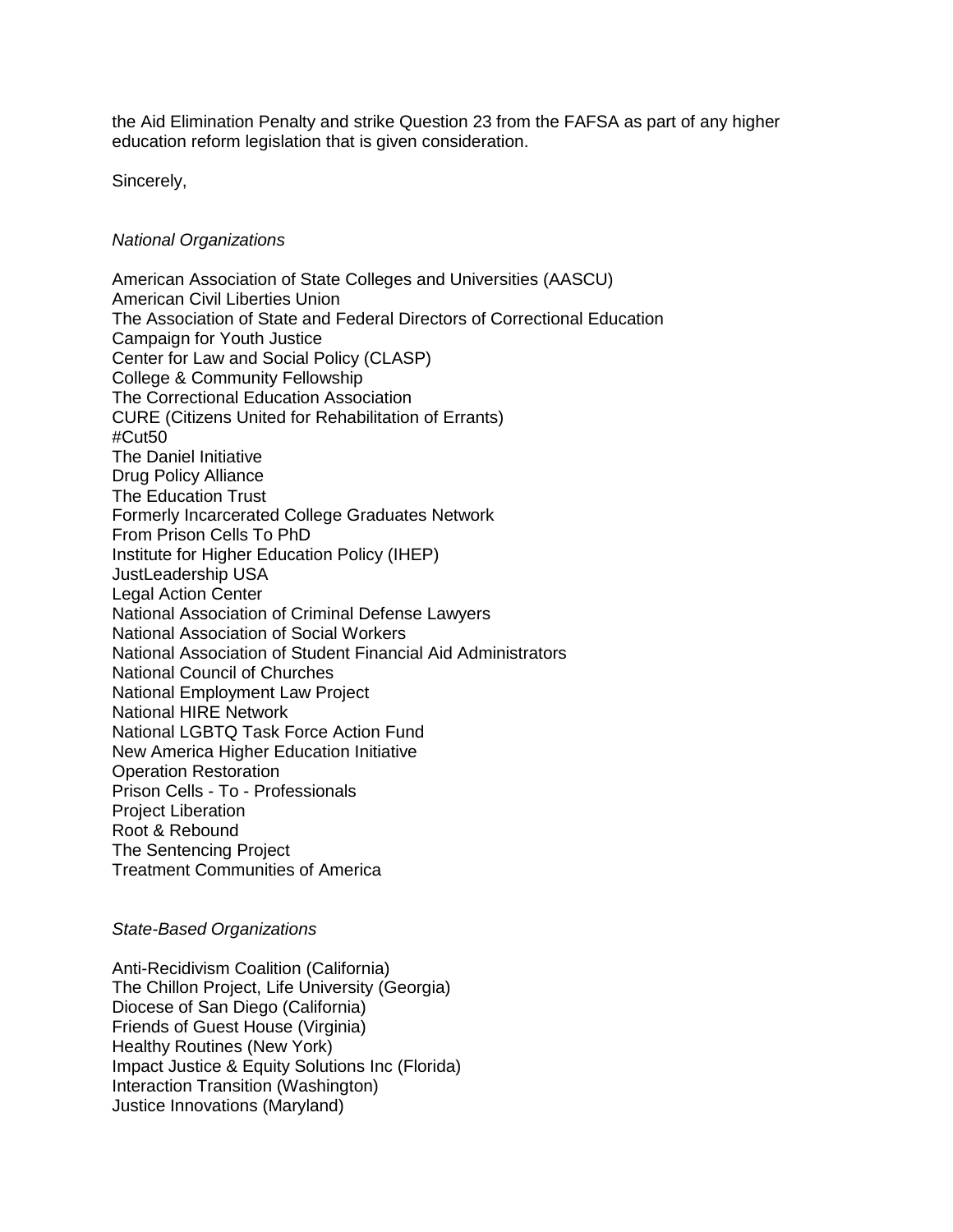the Aid Elimination Penalty and strike Question 23 from the FAFSA as part of any higher education reform legislation that is given consideration.

Sincerely,

*National Organizations*

American Association of State Colleges and Universities (AASCU)
American Civil Liberties Union
The Association of State and Federal Directors of Correctional Education
Campaign for Youth Justice
Center for Law and Social Policy (CLASP)
College & Community Fellowship
The Correctional Education Association
CURE (Citizens United for Rehabilitation of Errants)
#Cut50
The Daniel Initiative
Drug Policy Alliance
The Education Trust
Formerly Incarcerated College Graduates Network
From Prison Cells To PhD
Institute for Higher Education Policy (IHEP)
JustLeadership USA
Legal Action Center
National Association of Criminal Defense Lawyers
National Association of Social Workers
National Association of Student Financial Aid Administrators
National Council of Churches
National Employment Law Project
National HIRE Network
National LGBTQ Task Force Action Fund
New America Higher Education Initiative
Operation Restoration
Prison Cells - To - Professionals
Project Liberation
Root & Rebound
The Sentencing Project
Treatment Communities of America

*State-Based Organizations*

Anti-Recidivism Coalition (California)
The Chillon Project, Life University (Georgia)
Diocese of San Diego (California)
Friends of Guest House (Virginia)
Healthy Routines (New York)
Impact Justice & Equity Solutions Inc (Florida)
Interaction Transition (Washington)
Justice Innovations (Maryland)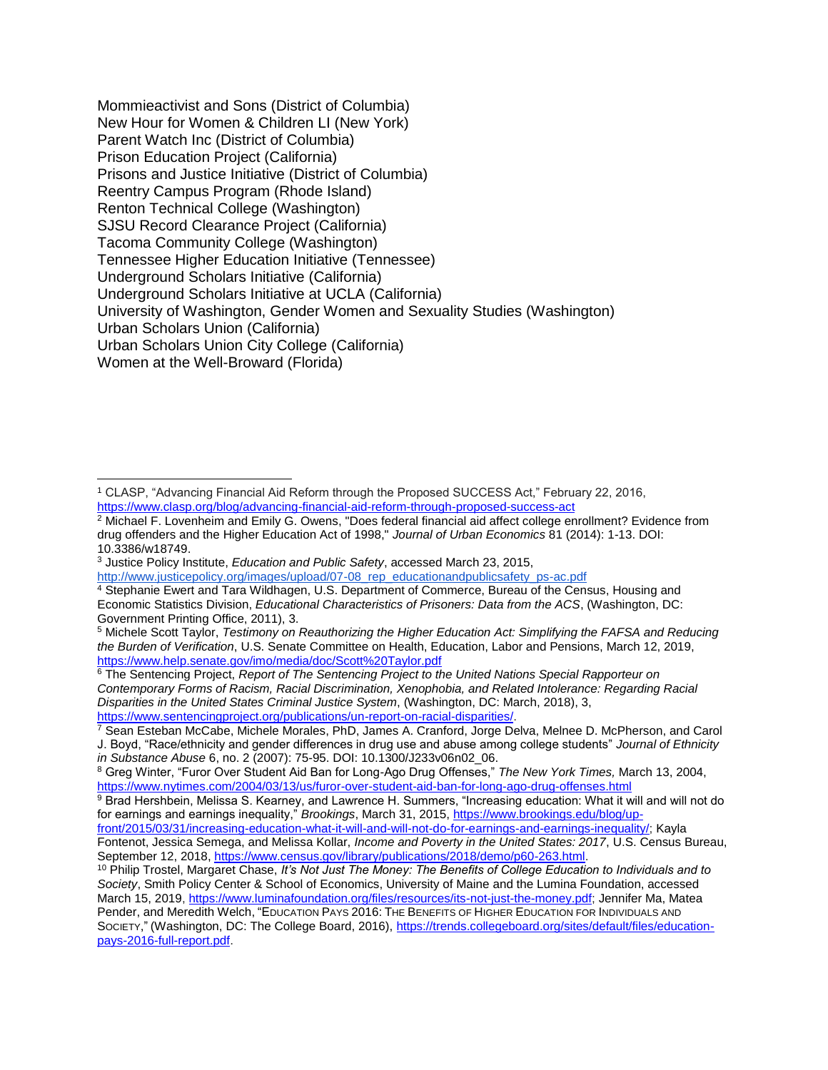Mommieactivist and Sons (District of Columbia)
New Hour for Women & Children LI (New York)
Parent Watch Inc (District of Columbia)
Prison Education Project (California)
Prisons and Justice Initiative (District of Columbia)
Reentry Campus Program (Rhode Island)
Renton Technical College (Washington)
SJSU Record Clearance Project (California)
Tacoma Community College (Washington)
Tennessee Higher Education Initiative (Tennessee)
Underground Scholars Initiative (California)
Underground Scholars Initiative at UCLA (California)
University of Washington, Gender Women and Sexuality Studies (Washington)
Urban Scholars Union (California)
Urban Scholars Union City College (California)
Women at the Well-Broward (Florida)

---

[1] CLASP, "Advancing Financial Aid Reform through the Proposed SUCCESS Act," February 22, 2016, https://www.clasp.org/blog/advancing-financial-aid-reform-through-proposed-success-act

[2] Michael F. Lovenheim and Emily G. Owens, "Does federal financial aid affect college enrollment? Evidence from drug offenders and the Higher Education Act of 1998," *Journal of Urban Economics* 81 (2014): 1-13. DOI: 10.3386/w18749.

[3] Justice Policy Institute, *Education and Public Safety*, accessed March 23, 2015, http://www.justicepolicy.org/images/upload/07-08_rep_educationandpublicsafety_ps-ac.pdf

[4] Stephanie Ewert and Tara Wildhagen, U.S. Department of Commerce, Bureau of the Census, Housing and Economic Statistics Division, *Educational Characteristics of Prisoners: Data from the ACS*, (Washington, DC: Government Printing Office, 2011), 3.

[5] Michele Scott Taylor, *Testimony on Reauthorizing the Higher Education Act: Simplifying the FAFSA and Reducing the Burden of Verification*, U.S. Senate Committee on Health, Education, Labor and Pensions, March 12, 2019, https://www.help.senate.gov/imo/media/doc/Scott%20Taylor.pdf

[6] The Sentencing Project, *Report of The Sentencing Project to the United Nations Special Rapporteur on Contemporary Forms of Racism, Racial Discrimination, Xenophobia, and Related Intolerance: Regarding Racial Disparities in the United States Criminal Justice System*, (Washington, DC: March, 2018), 3, https://www.sentencingproject.org/publications/un-report-on-racial-disparities/.

[7] Sean Esteban McCabe, Michele Morales, PhD, James A. Cranford, Jorge Delva, Melnee D. McPherson, and Carol J. Boyd, "Race/ethnicity and gender differences in drug use and abuse among college students" *Journal of Ethnicity in Substance Abuse* 6, no. 2 (2007): 75-95. DOI: 10.1300/J233v06n02_06.

[8] Greg Winter, "Furor Over Student Aid Ban for Long-Ago Drug Offenses," *The New York Times,* March 13, 2004, https://www.nytimes.com/2004/03/13/us/furor-over-student-aid-ban-for-long-ago-drug-offenses.html

[9] Brad Hershbein, Melissa S. Kearney, and Lawrence H. Summers, "Increasing education: What it will and will not do for earnings and earnings inequality," *Brookings*, March 31, 2015, https://www.brookings.edu/blog/up-front/2015/03/31/increasing-education-what-it-will-and-will-not-do-for-earnings-and-earnings-inequality/; Kayla Fontenot, Jessica Semega, and Melissa Kollar, *Income and Poverty in the United States: 2017*, U.S. Census Bureau, September 12, 2018, https://www.census.gov/library/publications/2018/demo/p60-263.html.

[10] Philip Trostel, Margaret Chase, *It's Not Just The Money: The Benefits of College Education to Individuals and to Society*, Smith Policy Center & School of Economics, University of Maine and the Lumina Foundation, accessed March 15, 2019, https://www.luminafoundation.org/files/resources/its-not-just-the-money.pdf; Jennifer Ma, Matea Pender, and Meredith Welch, "Education Pays 2016: The Benefits of Higher Education for Individuals and Society," (Washington, DC: The College Board, 2016), https://trends.collegeboard.org/sites/default/files/education-pays-2016-full-report.pdf.